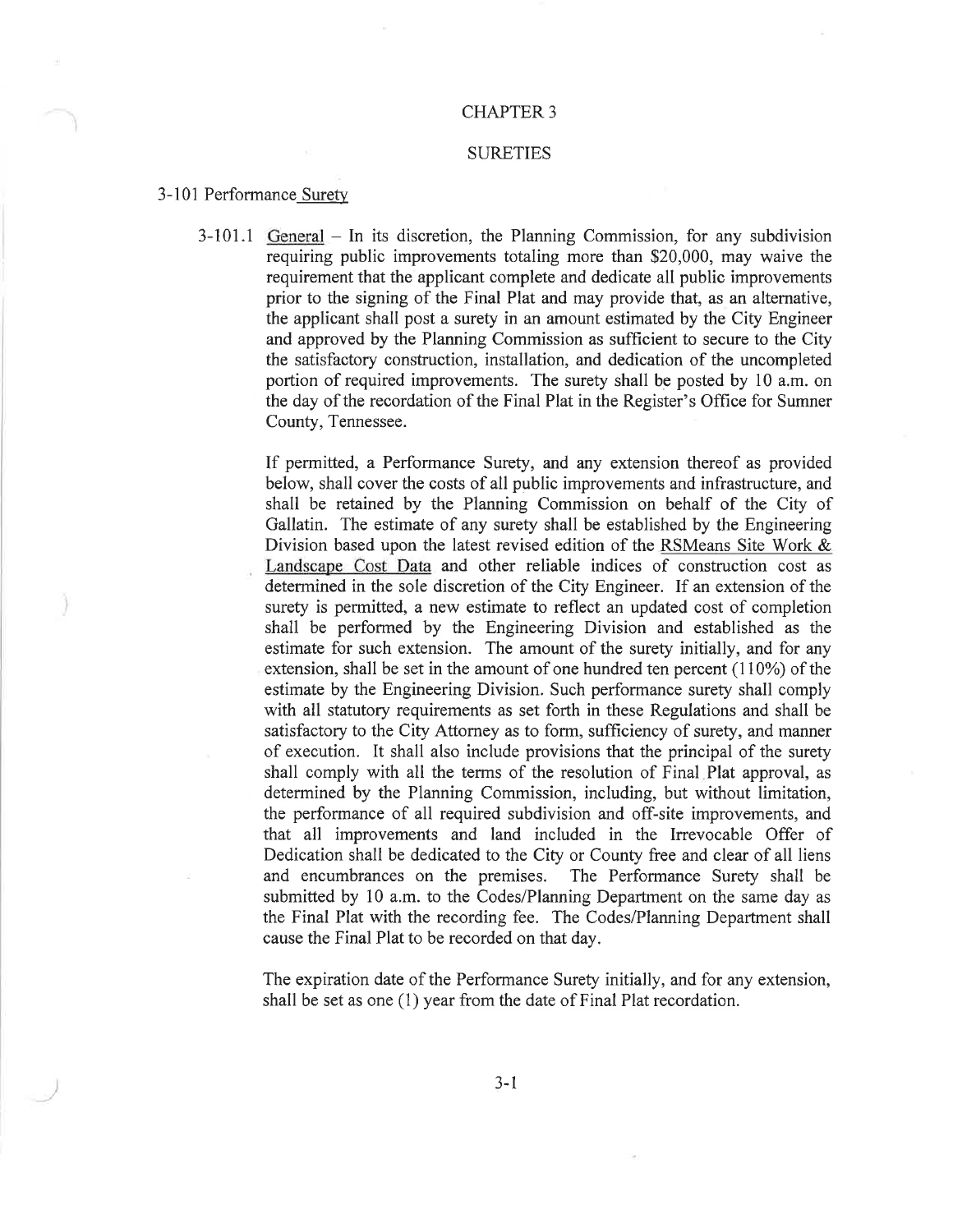# CHAPTER 3

## SURETIES

### 3-101 Performance Surety

3-101.1 General – In its discretion, the Planning Commission, for any subdivision requiring public improvements totaling more than $20,000, may waive the requirement that the applicant complete and dedicate all public improvements prior to the signing of the Final Plat and may provide that, as an alternative, the applicant shall post a surety in an amount estimated by the City Engineer and approved by the Planning Commission as sufficient to secure to the City the satisfactory construction, installation, and dedication of the uncompleted portion of required improvements. The surety shall be posted by 10 a.m. on the day of the recordation of the Final Plat in the Register's Office for Sumner County, Tennessee.

If permitted, a Performance Surety, and any extension thereof as provided below, shall cover the costs of all public improvements and infrastructure, and shall be retained by the Planning Commission on behalf of the City of Gallatin. The estimate of any surety shall be established by the Engineering Division based upon the latest revised edition of the RSMeans Site Work & Landscape Cost Data and other reliable indices of construction cost as determined in the sole discretion of the City Engineer. If an extension of the surety is permitted, a new estimate to reflect an updated cost of completion shall be performed by the Engineering Division and established as the estimate for such extension. The amount of the surety initially, and for any extension, shall be set in the amount of one hundred ten percent (110%) of the estimate by the Engineering Division. Such performance surety shall comply with all statutory requirements as set forth in these Regulations and shall be satisfactory to the City Attorney as to form, sufficiency of surety, and manner of execution. It shall also include provisions that the principal of the surety shall comply with all the terms of the resolution of Final Plat approval, as determined by the Planning Commission, including, but without limitation, the performance of all required subdivision and off-site improvements, and that all improvements and land included in the Irrevocable Offer of Dedication shall be dedicated to the City or County free and clear of all liens and encumbrances on the premises. The Performance Surety shall be submitted by 10 a.m. to the Codes/Planning Department on the same day as the Final Plat with the recording fee. The Codes/Planning Department shall cause the Final Plat to be recorded on that day.

The expiration date of the Performance Surety initially, and for any extension, shall be set as one (1) year from the date of Final Plat recordation.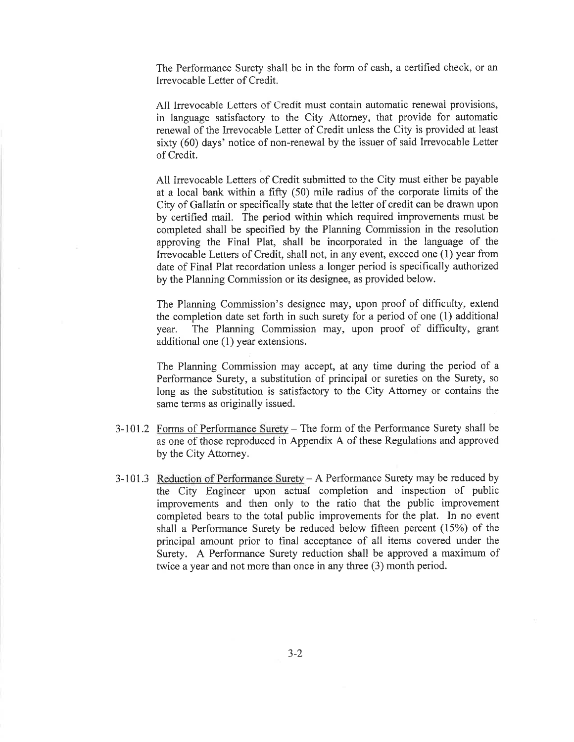The Performance Surety shall be in the form of cash, a certified check, or an Irrevocable Letter of Credit.

All Irrevocable Letters of Credit must contain automatic renewal provisions, in language satisfactory to the City Attorney, that provide for automatic renewal of the Irrevocable Letter of Credit unless the City is provided at least sixty (60) days' notice of non-renewal by the issuer of said Irrevocable Letter of Credit.

All Irrevocable Letters of Credit submitted to the City must either be payable at a local bank within a fifty (50) mile radius of the corporate limits of the City of Gallatin or specifically state that the letter of credit can be drawn upon by certified mail. The period within which required improvements must be completed shall be specified by the Planning Commission in the resolution approving the Final Plat, shall be incorporated in the language of the Irrevocable Letters of Credit, shall not, in any event, exceed one (1) year from date of Final Plat recordation unless a longer period is specifically authorized by the Planning Commission or its designee, as provided below.

The Planning Commission's designee may, upon proof of difficulty, extend the completion date set forth in such surety for a period of one (1) additional year. The Planning Commission may, upon proof of difficulty, grant additional one (1) year extensions.

The Planning Commission may accept, at any time during the period of a Performance Surety, a substitution of principal or sureties on the Surety, so long as the substitution is satisfactory to the City Attorney or contains the same terms as originally issued.

3-101.2 Forms of Performance Surety – The form of the Performance Surety shall be as one of those reproduced in Appendix A of these Regulations and approved by the City Attorney.

3-101.3 Reduction of Performance Surety – A Performance Surety may be reduced by the City Engineer upon actual completion and inspection of public improvements and then only to the ratio that the public improvement completed bears to the total public improvements for the plat. In no event shall a Performance Surety be reduced below fifteen percent (15%) of the principal amount prior to final acceptance of all items covered under the Surety. A Performance Surety reduction shall be approved a maximum of twice a year and not more than once in any three (3) month period.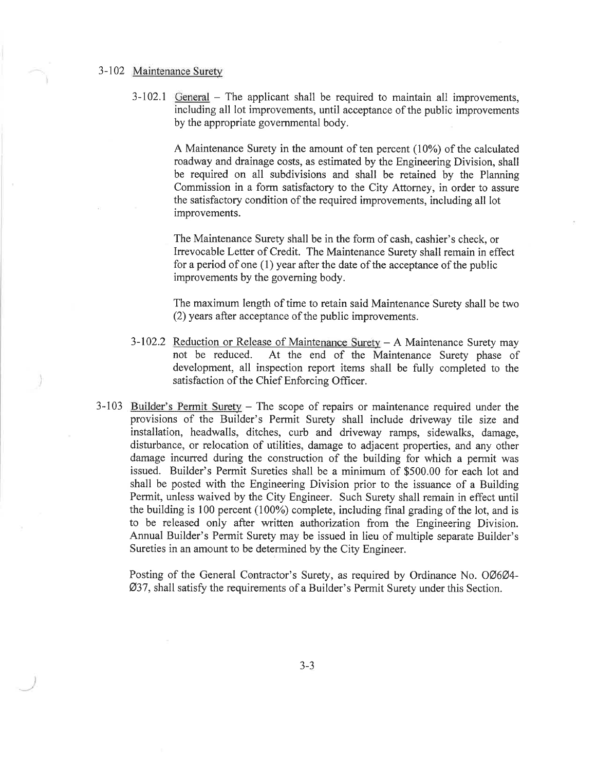## 3-102 Maintenance Surety

3-102.1 General – The applicant shall be required to maintain all improvements, including all lot improvements, until acceptance of the public improvements by the appropriate governmental body.

A Maintenance Surety in the amount of ten percent (10%) of the calculated roadway and drainage costs, as estimated by the Engineering Division, shall be required on all subdivisions and shall be retained by the Planning Commission in a form satisfactory to the City Attorney, in order to assure the satisfactory condition of the required improvements, including all lot improvements.

The Maintenance Surety shall be in the form of cash, cashier's check, or Irrevocable Letter of Credit. The Maintenance Surety shall remain in effect for a period of one (1) year after the date of the acceptance of the public improvements by the governing body.

The maximum length of time to retain said Maintenance Surety shall be two (2) years after acceptance of the public improvements.

3-102.2 Reduction or Release of Maintenance Surety – A Maintenance Surety may not be reduced. At the end of the Maintenance Surety phase of development, all inspection report items shall be fully completed to the satisfaction of the Chief Enforcing Officer.

## 3-103 Builder's Permit Surety

3-103 Builder's Permit Surety – The scope of repairs or maintenance required under the provisions of the Builder's Permit Surety shall include driveway tile size and installation, headwalls, ditches, curb and driveway ramps, sidewalks, damage, disturbance, or relocation of utilities, damage to adjacent properties, and any other damage incurred during the construction of the building for which a permit was issued. Builder's Permit Sureties shall be a minimum of $500.00 for each lot and shall be posted with the Engineering Division prior to the issuance of a Building Permit, unless waived by the City Engineer. Such Surety shall remain in effect until the building is 100 percent (100%) complete, including final grading of the lot, and is to be released only after written authorization from the Engineering Division. Annual Builder's Permit Surety may be issued in lieu of multiple separate Builder's Sureties in an amount to be determined by the City Engineer.

Posting of the General Contractor's Surety, as required by Ordinance No. OØ6Ø4-Ø37, shall satisfy the requirements of a Builder's Permit Surety under this Section.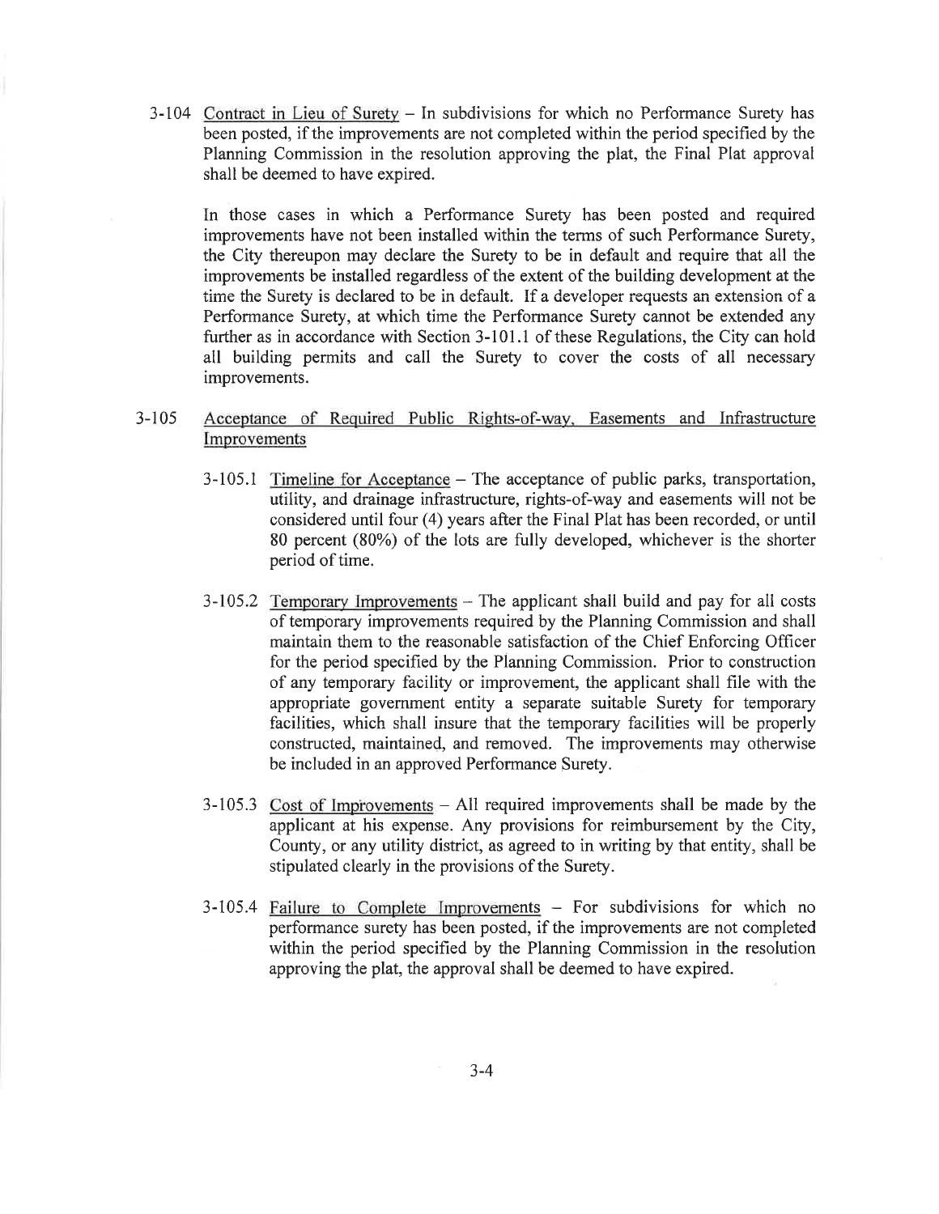3-104 Contract in Lieu of Surety – In subdivisions for which no Performance Surety has been posted, if the improvements are not completed within the period specified by the Planning Commission in the resolution approving the plat, the Final Plat approval shall be deemed to have expired.

In those cases in which a Performance Surety has been posted and required improvements have not been installed within the terms of such Performance Surety, the City thereupon may declare the Surety to be in default and require that all the improvements be installed regardless of the extent of the building development at the time the Surety is declared to be in default. If a developer requests an extension of a Performance Surety, at which time the Performance Surety cannot be extended any further as in accordance with Section 3-101.1 of these Regulations, the City can hold all building permits and call the Surety to cover the costs of all necessary improvements.

3-105 Acceptance of Required Public Rights-of-way, Easements and Infrastructure Improvements

3-105.1 Timeline for Acceptance – The acceptance of public parks, transportation, utility, and drainage infrastructure, rights-of-way and easements will not be considered until four (4) years after the Final Plat has been recorded, or until 80 percent (80%) of the lots are fully developed, whichever is the shorter period of time.

3-105.2 Temporary Improvements – The applicant shall build and pay for all costs of temporary improvements required by the Planning Commission and shall maintain them to the reasonable satisfaction of the Chief Enforcing Officer for the period specified by the Planning Commission. Prior to construction of any temporary facility or improvement, the applicant shall file with the appropriate government entity a separate suitable Surety for temporary facilities, which shall insure that the temporary facilities will be properly constructed, maintained, and removed. The improvements may otherwise be included in an approved Performance Surety.

3-105.3 Cost of Improvements – All required improvements shall be made by the applicant at his expense. Any provisions for reimbursement by the City, County, or any utility district, as agreed to in writing by that entity, shall be stipulated clearly in the provisions of the Surety.

3-105.4 Failure to Complete Improvements – For subdivisions for which no performance surety has been posted, if the improvements are not completed within the period specified by the Planning Commission in the resolution approving the plat, the approval shall be deemed to have expired.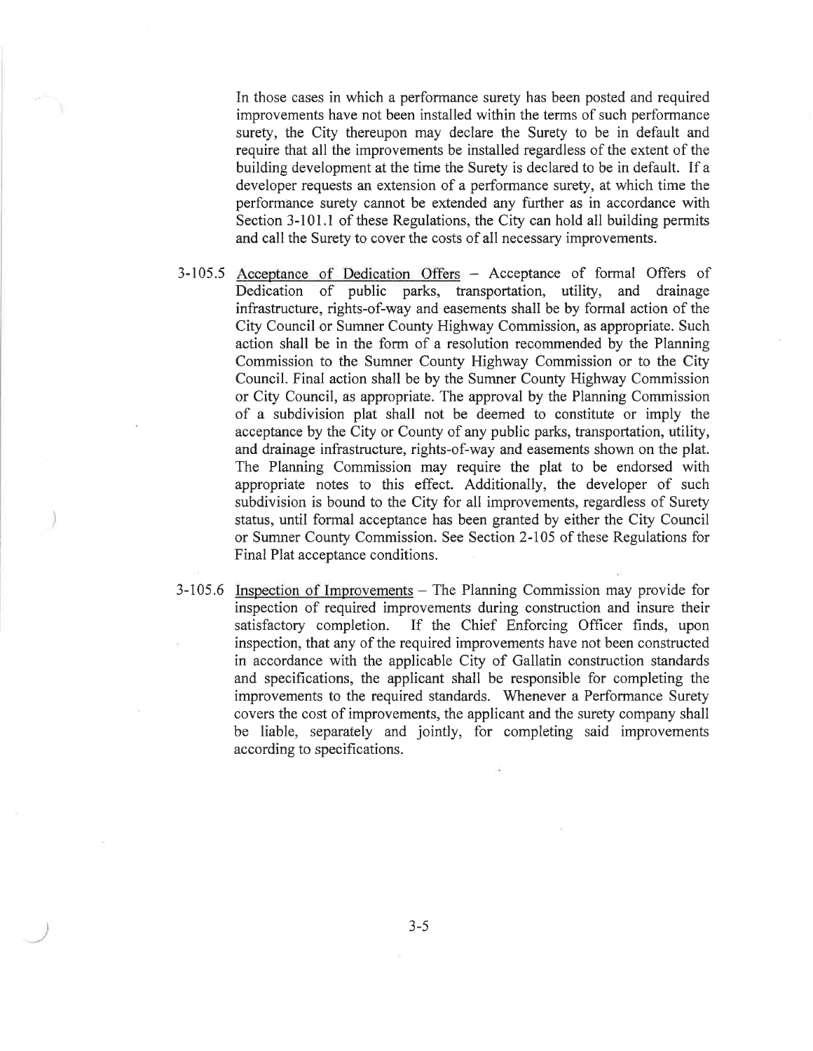In those cases in which a performance surety has been posted and required improvements have not been installed within the terms of such performance surety, the City thereupon may declare the Surety to be in default and require that all the improvements be installed regardless of the extent of the building development at the time the Surety is declared to be in default. If a developer requests an extension of a performance surety, at which time the performance surety cannot be extended any further as in accordance with Section 3-101.1 of these Regulations, the City can hold all building permits and call the Surety to cover the costs of all necessary improvements.

3-105.5 Acceptance of Dedication Offers – Acceptance of formal Offers of Dedication of public parks, transportation, utility, and drainage infrastructure, rights-of-way and easements shall be by formal action of the City Council or Sumner County Highway Commission, as appropriate. Such action shall be in the form of a resolution recommended by the Planning Commission to the Sumner County Highway Commission or to the City Council. Final action shall be by the Sumner County Highway Commission or City Council, as appropriate. The approval by the Planning Commission of a subdivision plat shall not be deemed to constitute or imply the acceptance by the City or County of any public parks, transportation, utility, and drainage infrastructure, rights-of-way and easements shown on the plat. The Planning Commission may require the plat to be endorsed with appropriate notes to this effect. Additionally, the developer of such subdivision is bound to the City for all improvements, regardless of Surety status, until formal acceptance has been granted by either the City Council or Sumner County Commission. See Section 2-105 of these Regulations for Final Plat acceptance conditions.

3-105.6 Inspection of Improvements – The Planning Commission may provide for inspection of required improvements during construction and insure their satisfactory completion. If the Chief Enforcing Officer finds, upon inspection, that any of the required improvements have not been constructed in accordance with the applicable City of Gallatin construction standards and specifications, the applicant shall be responsible for completing the improvements to the required standards. Whenever a Performance Surety covers the cost of improvements, the applicant and the surety company shall be liable, separately and jointly, for completing said improvements according to specifications.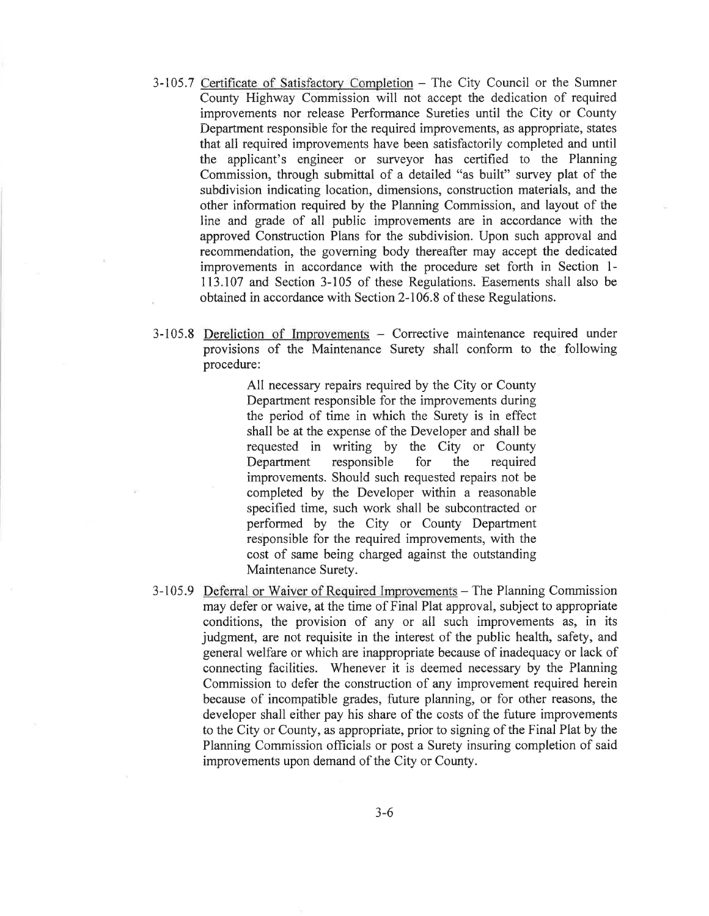3-105.7 Certificate of Satisfactory Completion – The City Council or the Sumner County Highway Commission will not accept the dedication of required improvements nor release Performance Sureties until the City or County Department responsible for the required improvements, as appropriate, states that all required improvements have been satisfactorily completed and until the applicant's engineer or surveyor has certified to the Planning Commission, through submittal of a detailed "as built" survey plat of the subdivision indicating location, dimensions, construction materials, and the other information required by the Planning Commission, and layout of the line and grade of all public improvements are in accordance with the approved Construction Plans for the subdivision. Upon such approval and recommendation, the governing body thereafter may accept the dedicated improvements in accordance with the procedure set forth in Section 1-113.107 and Section 3-105 of these Regulations. Easements shall also be obtained in accordance with Section 2-106.8 of these Regulations.

3-105.8 Dereliction of Improvements – Corrective maintenance required under provisions of the Maintenance Surety shall conform to the following procedure:

> All necessary repairs required by the City or County Department responsible for the improvements during the period of time in which the Surety is in effect shall be at the expense of the Developer and shall be requested in writing by the City or County Department responsible for the required improvements. Should such requested repairs not be completed by the Developer within a reasonable specified time, such work shall be subcontracted or performed by the City or County Department responsible for the required improvements, with the cost of same being charged against the outstanding Maintenance Surety.

3-105.9 Deferral or Waiver of Required Improvements – The Planning Commission may defer or waive, at the time of Final Plat approval, subject to appropriate conditions, the provision of any or all such improvements as, in its judgment, are not requisite in the interest of the public health, safety, and general welfare or which are inappropriate because of inadequacy or lack of connecting facilities. Whenever it is deemed necessary by the Planning Commission to defer the construction of any improvement required herein because of incompatible grades, future planning, or for other reasons, the developer shall either pay his share of the costs of the future improvements to the City or County, as appropriate, prior to signing of the Final Plat by the Planning Commission officials or post a Surety insuring completion of said improvements upon demand of the City or County.